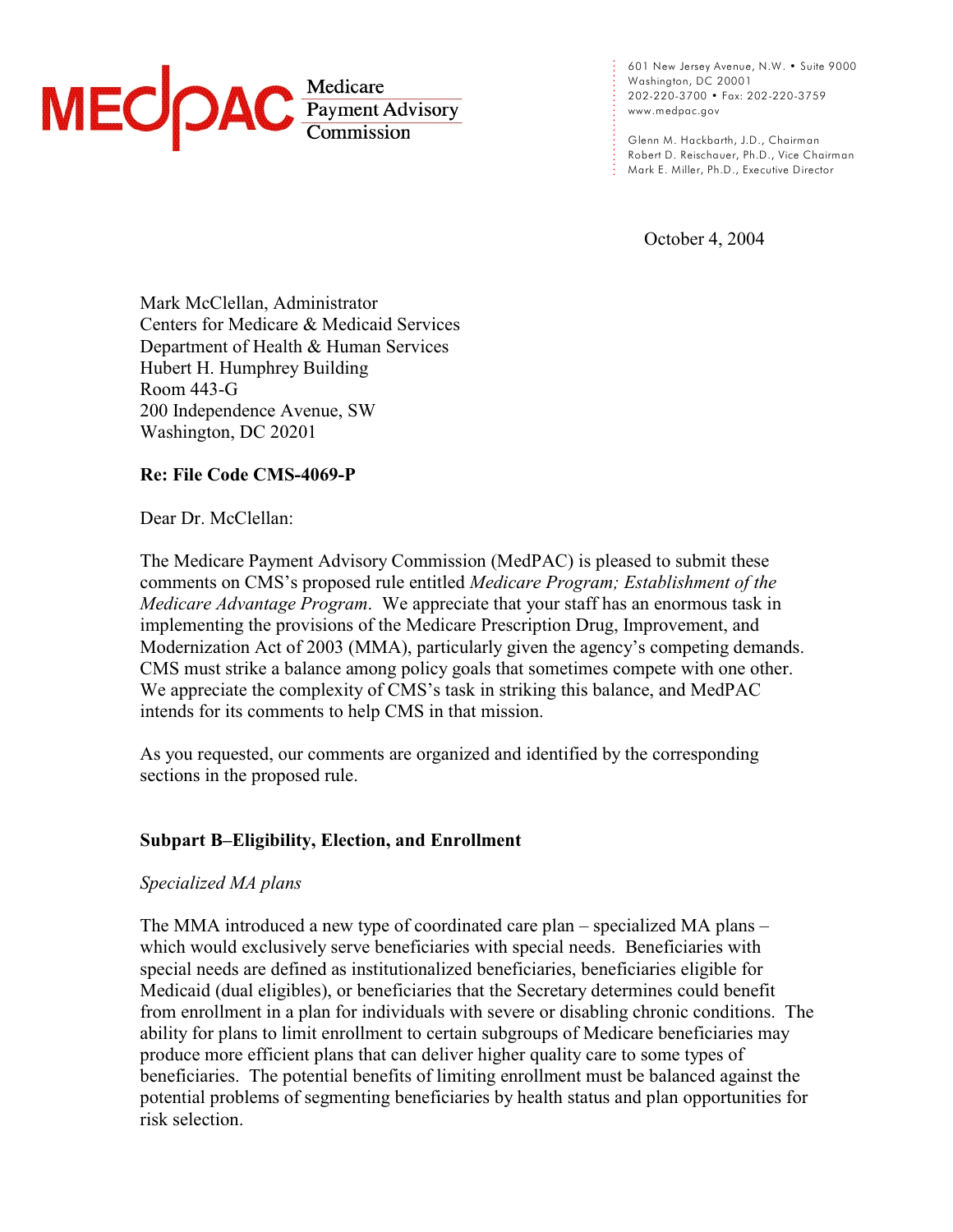MEDPAC Medicare Payment Advisory Commission

601 New Jersey Avenue, N.W. • Suite 9000
Washington, DC 20001
202-220-3700 • Fax: 202-220-3759
www.medpac.gov

Glenn M. Hackbarth, J.D., Chairman
Robert D. Reischauer, Ph.D., Vice Chairman
Mark E. Miller, Ph.D., Executive Director

October 4, 2004

Mark McClellan, Administrator
Centers for Medicare & Medicaid Services
Department of Health & Human Services
Hubert H. Humphrey Building
Room 443-G
200 Independence Avenue, SW
Washington, DC 20201

**Re: File Code CMS-4069-P**

Dear Dr. McClellan:

The Medicare Payment Advisory Commission (MedPAC) is pleased to submit these comments on CMS's proposed rule entitled *Medicare Program; Establishment of the Medicare Advantage Program*. We appreciate that your staff has an enormous task in implementing the provisions of the Medicare Prescription Drug, Improvement, and Modernization Act of 2003 (MMA), particularly given the agency's competing demands. CMS must strike a balance among policy goals that sometimes compete with one other. We appreciate the complexity of CMS's task in striking this balance, and MedPAC intends for its comments to help CMS in that mission.

As you requested, our comments are organized and identified by the corresponding sections in the proposed rule.

## Subpart B–Eligibility, Election, and Enrollment

*Specialized MA plans*

The MMA introduced a new type of coordinated care plan – specialized MA plans – which would exclusively serve beneficiaries with special needs. Beneficiaries with special needs are defined as institutionalized beneficiaries, beneficiaries eligible for Medicaid (dual eligibles), or beneficiaries that the Secretary determines could benefit from enrollment in a plan for individuals with severe or disabling chronic conditions. The ability for plans to limit enrollment to certain subgroups of Medicare beneficiaries may produce more efficient plans that can deliver higher quality care to some types of beneficiaries. The potential benefits of limiting enrollment must be balanced against the potential problems of segmenting beneficiaries by health status and plan opportunities for risk selection.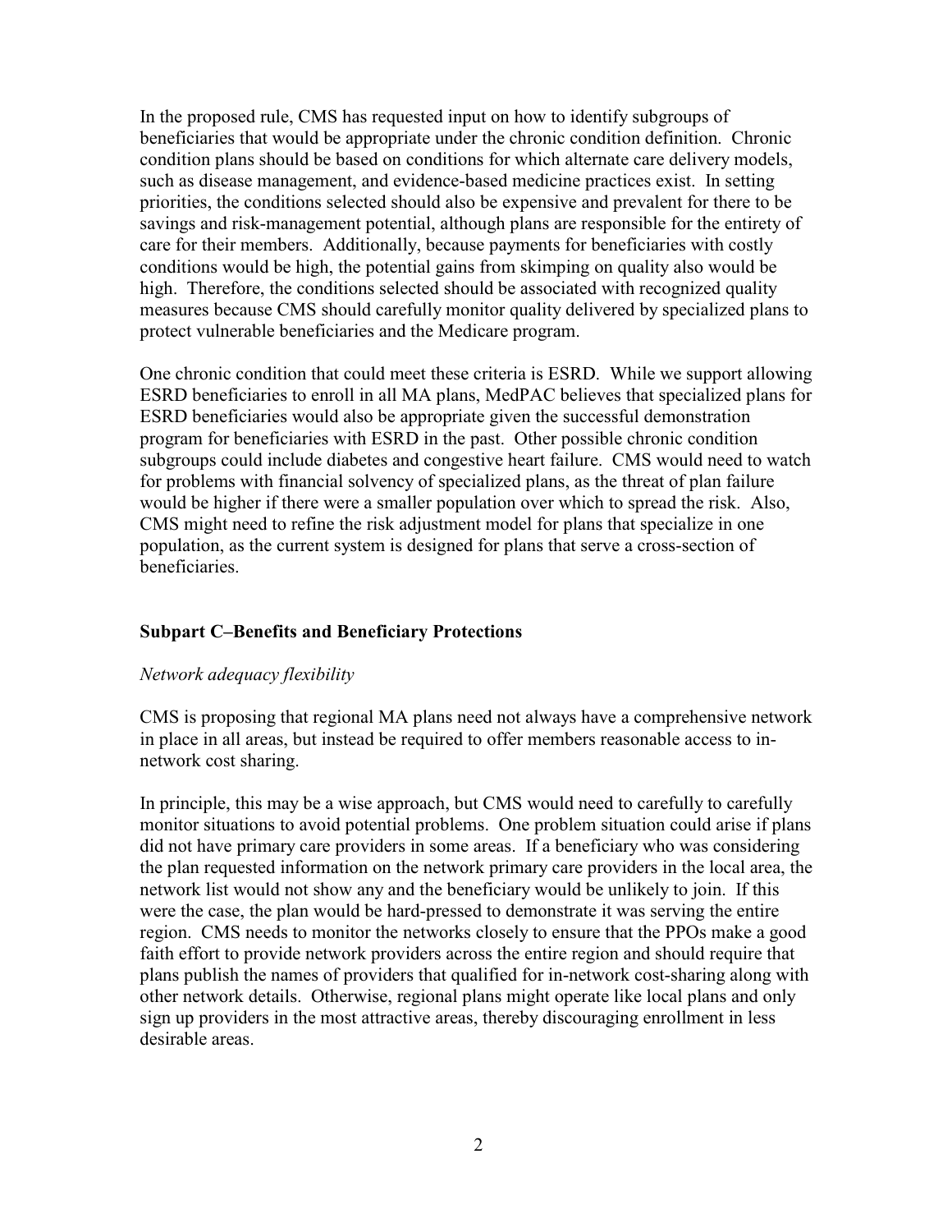In the proposed rule, CMS has requested input on how to identify subgroups of beneficiaries that would be appropriate under the chronic condition definition. Chronic condition plans should be based on conditions for which alternate care delivery models, such as disease management, and evidence-based medicine practices exist. In setting priorities, the conditions selected should also be expensive and prevalent for there to be savings and risk-management potential, although plans are responsible for the entirety of care for their members. Additionally, because payments for beneficiaries with costly conditions would be high, the potential gains from skimping on quality also would be high. Therefore, the conditions selected should be associated with recognized quality measures because CMS should carefully monitor quality delivered by specialized plans to protect vulnerable beneficiaries and the Medicare program.

One chronic condition that could meet these criteria is ESRD. While we support allowing ESRD beneficiaries to enroll in all MA plans, MedPAC believes that specialized plans for ESRD beneficiaries would also be appropriate given the successful demonstration program for beneficiaries with ESRD in the past. Other possible chronic condition subgroups could include diabetes and congestive heart failure. CMS would need to watch for problems with financial solvency of specialized plans, as the threat of plan failure would be higher if there were a smaller population over which to spread the risk. Also, CMS might need to refine the risk adjustment model for plans that specialize in one population, as the current system is designed for plans that serve a cross-section of beneficiaries.

## Subpart C–Benefits and Beneficiary Protections

*Network adequacy flexibility*

CMS is proposing that regional MA plans need not always have a comprehensive network in place in all areas, but instead be required to offer members reasonable access to in-network cost sharing.

In principle, this may be a wise approach, but CMS would need to carefully to carefully monitor situations to avoid potential problems. One problem situation could arise if plans did not have primary care providers in some areas. If a beneficiary who was considering the plan requested information on the network primary care providers in the local area, the network list would not show any and the beneficiary would be unlikely to join. If this were the case, the plan would be hard-pressed to demonstrate it was serving the entire region. CMS needs to monitor the networks closely to ensure that the PPOs make a good faith effort to provide network providers across the entire region and should require that plans publish the names of providers that qualified for in-network cost-sharing along with other network details. Otherwise, regional plans might operate like local plans and only sign up providers in the most attractive areas, thereby discouraging enrollment in less desirable areas.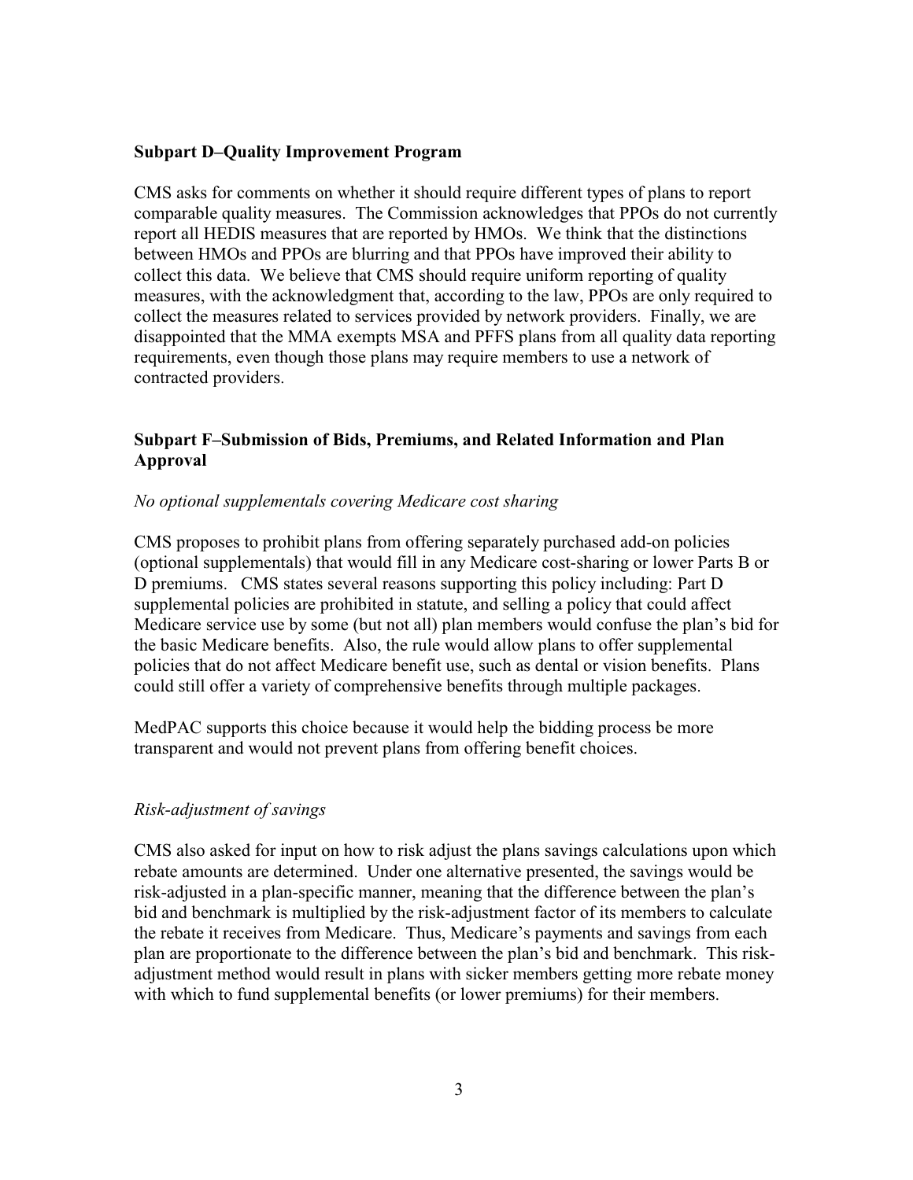**Subpart D–Quality Improvement Program**

CMS asks for comments on whether it should require different types of plans to report comparable quality measures. The Commission acknowledges that PPOs do not currently report all HEDIS measures that are reported by HMOs. We think that the distinctions between HMOs and PPOs are blurring and that PPOs have improved their ability to collect this data. We believe that CMS should require uniform reporting of quality measures, with the acknowledgment that, according to the law, PPOs are only required to collect the measures related to services provided by network providers. Finally, we are disappointed that the MMA exempts MSA and PFFS plans from all quality data reporting requirements, even though those plans may require members to use a network of contracted providers.

**Subpart F–Submission of Bids, Premiums, and Related Information and Plan Approval**

*No optional supplementals covering Medicare cost sharing*

CMS proposes to prohibit plans from offering separately purchased add-on policies (optional supplementals) that would fill in any Medicare cost-sharing or lower Parts B or D premiums. CMS states several reasons supporting this policy including: Part D supplemental policies are prohibited in statute, and selling a policy that could affect Medicare service use by some (but not all) plan members would confuse the plan's bid for the basic Medicare benefits. Also, the rule would allow plans to offer supplemental policies that do not affect Medicare benefit use, such as dental or vision benefits. Plans could still offer a variety of comprehensive benefits through multiple packages.

MedPAC supports this choice because it would help the bidding process be more transparent and would not prevent plans from offering benefit choices.

*Risk-adjustment of savings*

CMS also asked for input on how to risk adjust the plans savings calculations upon which rebate amounts are determined. Under one alternative presented, the savings would be risk-adjusted in a plan-specific manner, meaning that the difference between the plan's bid and benchmark is multiplied by the risk-adjustment factor of its members to calculate the rebate it receives from Medicare. Thus, Medicare's payments and savings from each plan are proportionate to the difference between the plan's bid and benchmark. This risk-adjustment method would result in plans with sicker members getting more rebate money with which to fund supplemental benefits (or lower premiums) for their members.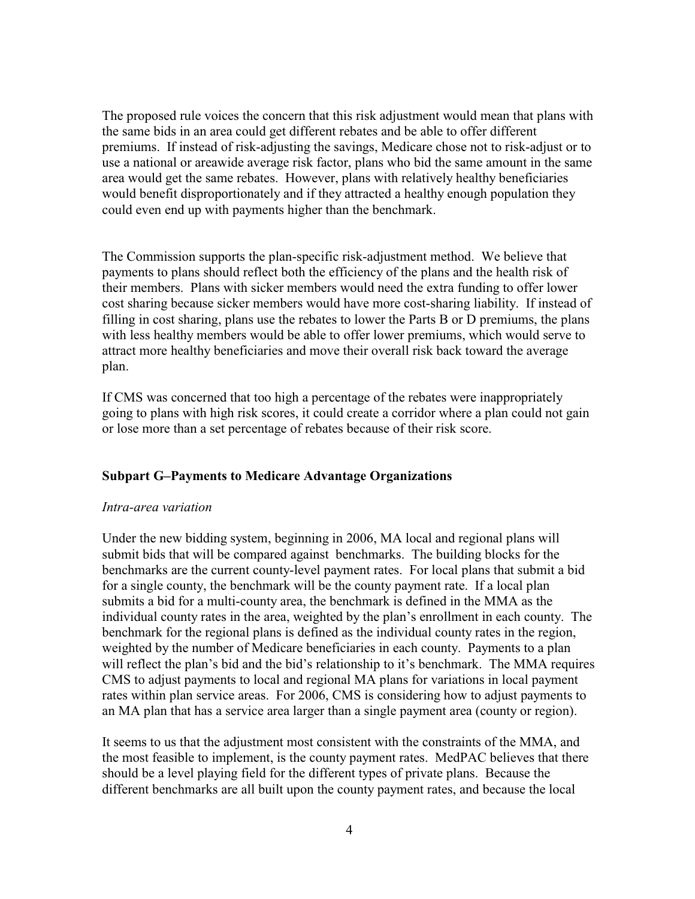The proposed rule voices the concern that this risk adjustment would mean that plans with the same bids in an area could get different rebates and be able to offer different premiums. If instead of risk-adjusting the savings, Medicare chose not to risk-adjust or to use a national or areawide average risk factor, plans who bid the same amount in the same area would get the same rebates. However, plans with relatively healthy beneficiaries would benefit disproportionately and if they attracted a healthy enough population they could even end up with payments higher than the benchmark.

The Commission supports the plan-specific risk-adjustment method. We believe that payments to plans should reflect both the efficiency of the plans and the health risk of their members. Plans with sicker members would need the extra funding to offer lower cost sharing because sicker members would have more cost-sharing liability. If instead of filling in cost sharing, plans use the rebates to lower the Parts B or D premiums, the plans with less healthy members would be able to offer lower premiums, which would serve to attract more healthy beneficiaries and move their overall risk back toward the average plan.

If CMS was concerned that too high a percentage of the rebates were inappropriately going to plans with high risk scores, it could create a corridor where a plan could not gain or lose more than a set percentage of rebates because of their risk score.

### Subpart G–Payments to Medicare Advantage Organizations

*Intra-area variation*

Under the new bidding system, beginning in 2006, MA local and regional plans will submit bids that will be compared against benchmarks. The building blocks for the benchmarks are the current county-level payment rates. For local plans that submit a bid for a single county, the benchmark will be the county payment rate. If a local plan submits a bid for a multi-county area, the benchmark is defined in the MMA as the individual county rates in the area, weighted by the plan's enrollment in each county. The benchmark for the regional plans is defined as the individual county rates in the region, weighted by the number of Medicare beneficiaries in each county. Payments to a plan will reflect the plan's bid and the bid's relationship to it's benchmark. The MMA requires CMS to adjust payments to local and regional MA plans for variations in local payment rates within plan service areas. For 2006, CMS is considering how to adjust payments to an MA plan that has a service area larger than a single payment area (county or region).

It seems to us that the adjustment most consistent with the constraints of the MMA, and the most feasible to implement, is the county payment rates. MedPAC believes that there should be a level playing field for the different types of private plans. Because the different benchmarks are all built upon the county payment rates, and because the local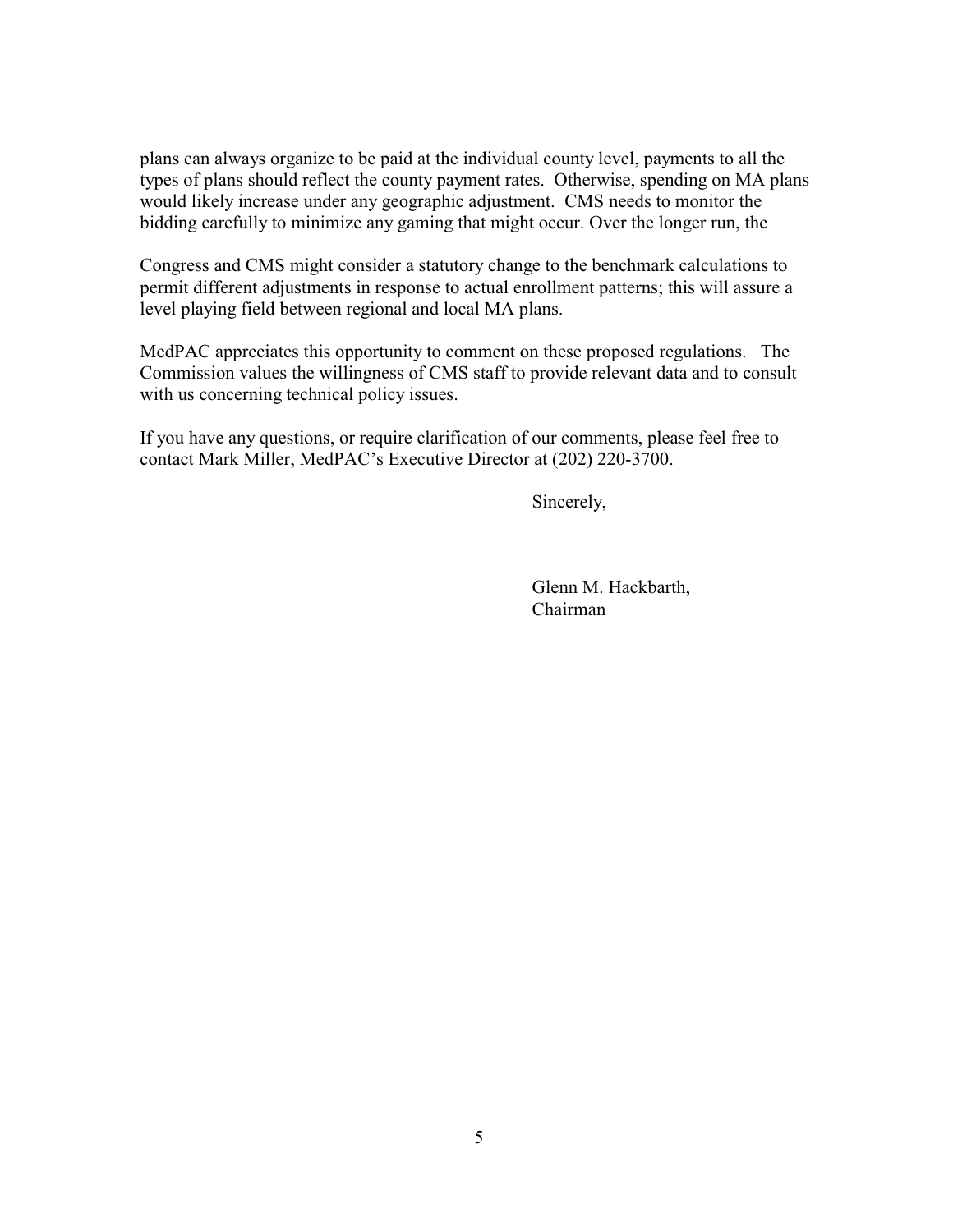plans can always organize to be paid at the individual county level, payments to all the types of plans should reflect the county payment rates. Otherwise, spending on MA plans would likely increase under any geographic adjustment. CMS needs to monitor the bidding carefully to minimize any gaming that might occur. Over the longer run, the

Congress and CMS might consider a statutory change to the benchmark calculations to permit different adjustments in response to actual enrollment patterns; this will assure a level playing field between regional and local MA plans.

MedPAC appreciates this opportunity to comment on these proposed regulations. The Commission values the willingness of CMS staff to provide relevant data and to consult with us concerning technical policy issues.

If you have any questions, or require clarification of our comments, please feel free to contact Mark Miller, MedPAC's Executive Director at (202) 220-3700.

Sincerely,

Glenn M. Hackbarth,
Chairman